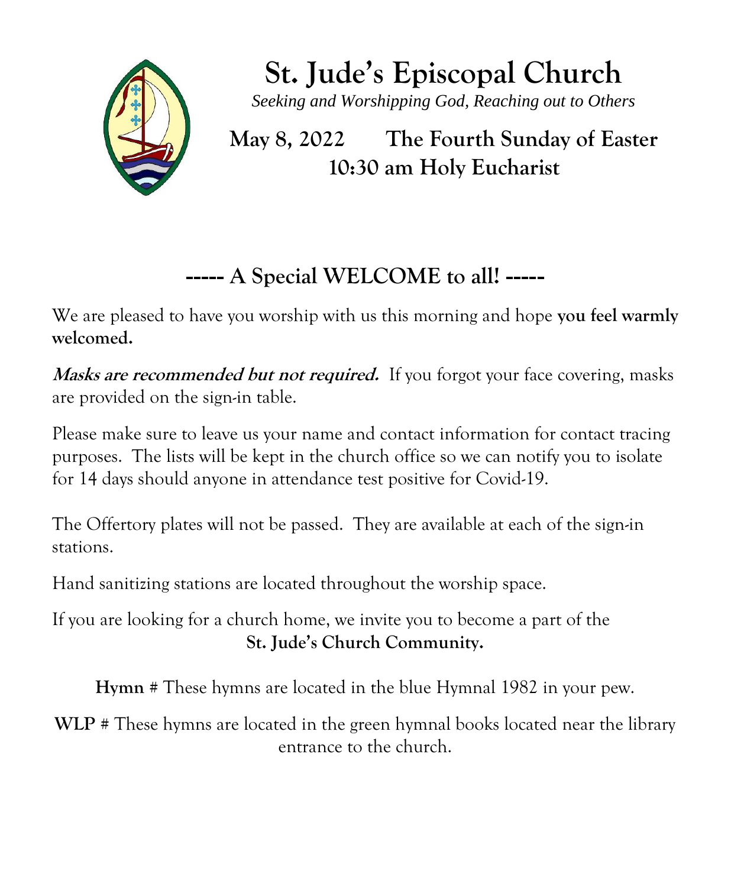# St. Jude's Episcopal Church

*Seeking and Worshipping God, Reaching out to Others*

**May 8, 2022 The Fourth Sunday of Easter**

**10:30 am Holy Eucharist**

## ----- A Special WELCOME to all! -----

We are pleased to have you worship with us this morning and hope **you feel warmly welcomed.**

***Masks are recommended but not required.*** If you forgot your face covering, masks are provided on the sign-in table.

Please make sure to leave us your name and contact information for contact tracing purposes. The lists will be kept in the church office so we can notify you to isolate for 14 days should anyone in attendance test positive for Covid-19.

The Offertory plates will not be passed. They are available at each of the sign-in stations.

Hand sanitizing stations are located throughout the worship space.

If you are looking for a church home, we invite you to become a part of the **St. Jude's Church Community.**

**Hymn #** These hymns are located in the blue Hymnal 1982 in your pew.

**WLP #** These hymns are located in the green hymnal books located near the library entrance to the church.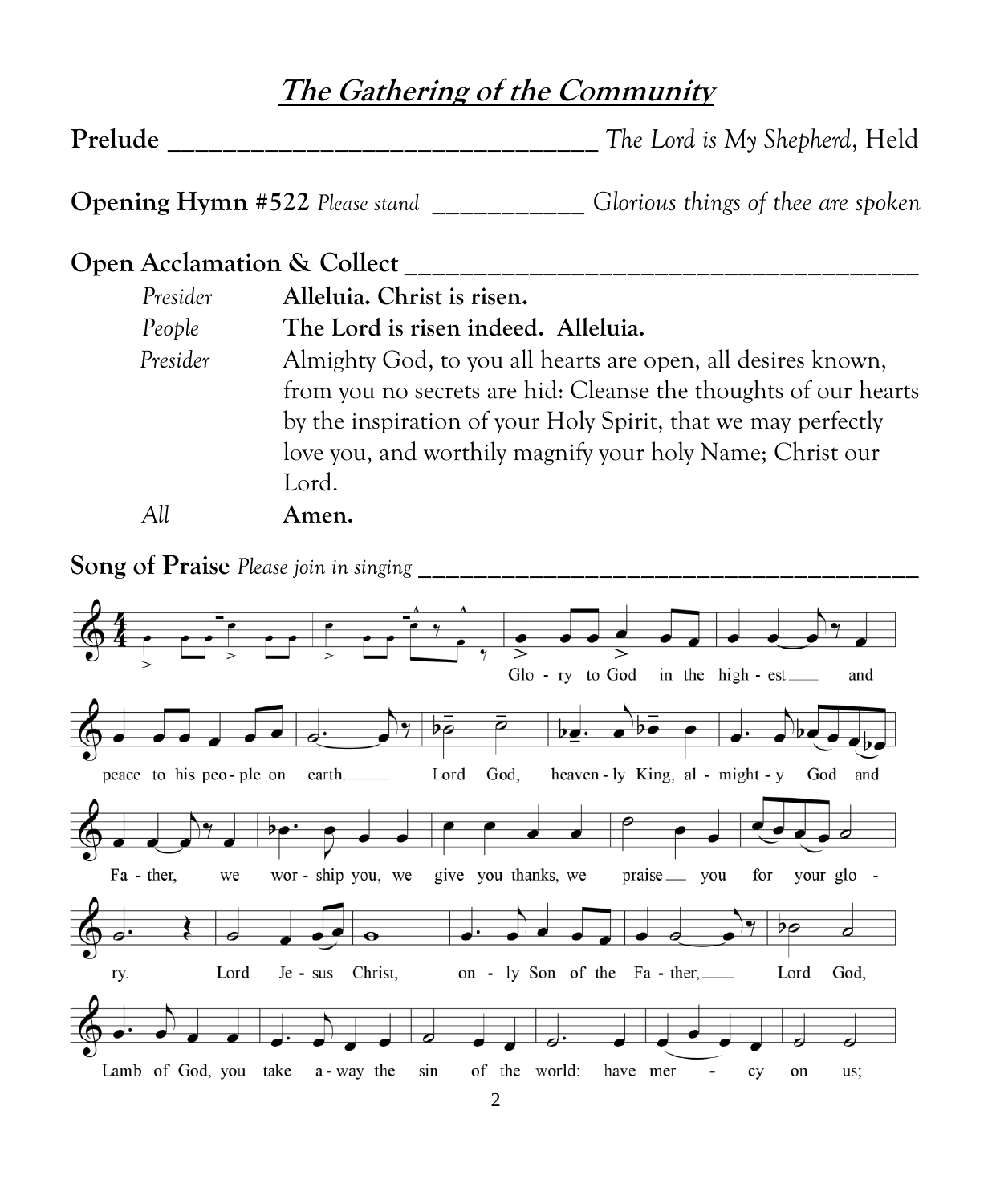## *The Gathering of the Community*

**Prelude** ________________________________ *The Lord is My Shepherd*, Held

**Opening Hymn #522** *Please stand* ___________ *Glorious things of thee are spoken*

**Open Acclamation & Collect** _______________________________________

*Presider* **Alleluia. Christ is risen.**

*People* **The Lord is risen indeed. Alleluia.**

*Presider* Almighty God, to you all hearts are open, all desires known, from you no secrets are hid: Cleanse the thoughts of our hearts by the inspiration of your Holy Spirit, that we may perfectly love you, and worthily magnify your holy Name; Christ our Lord.

*All* **Amen.**

**Song of Praise** *Please join in singing* _______________________________________

Glo - ry to God in the high - est ___ and peace to his peo - ple on earth. ___ Lord God, heaven - ly King, al - might - y God and Fa - ther, we wor - ship you, we give you thanks, we praise ___ you for your glo - ry. Lord Je - sus Christ, on - ly Son of the Fa - ther, ___ Lord God, Lamb of God, you take a - way the sin of the world: have mer - cy on us;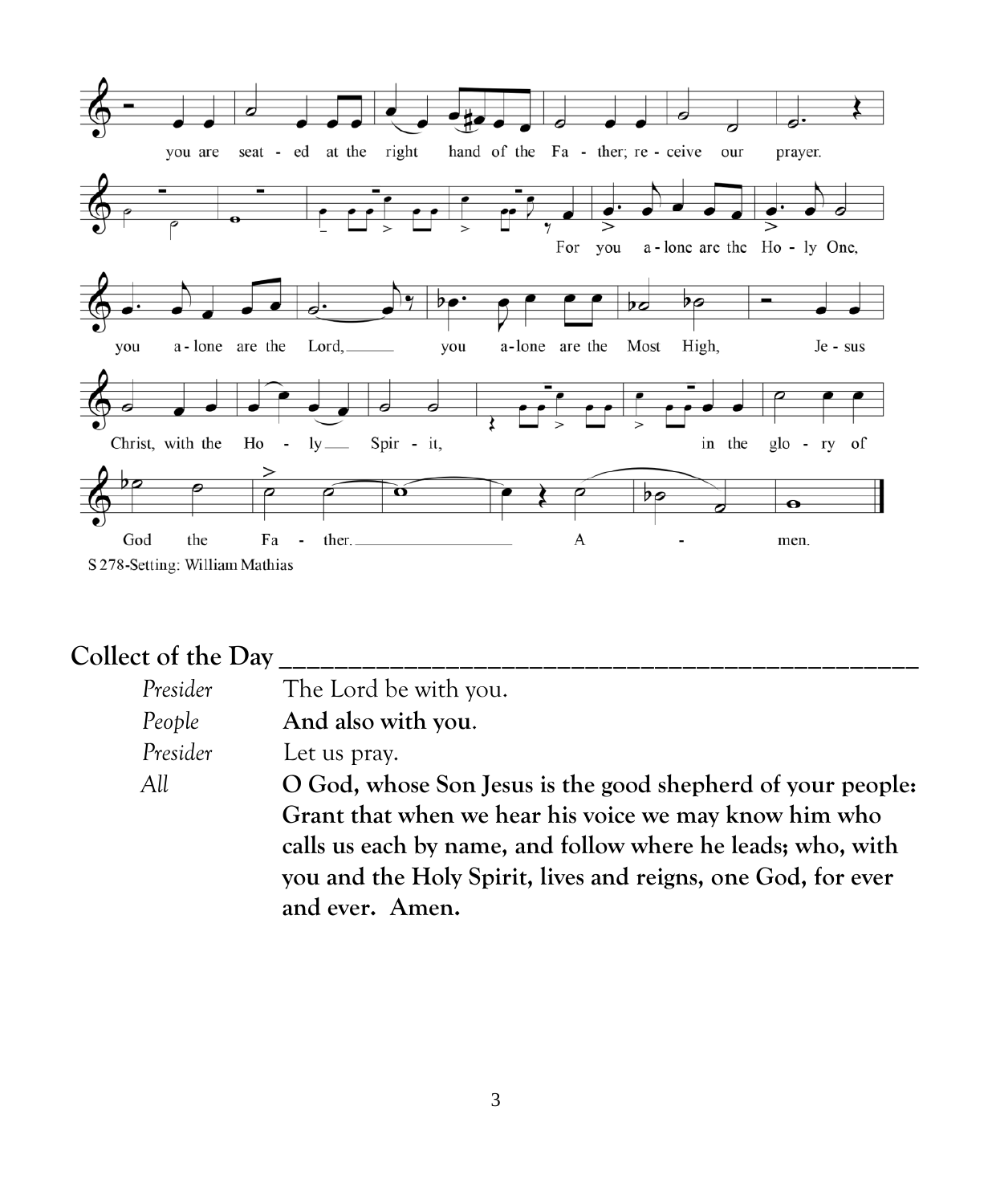you are seated at the right hand of the Father; receive our prayer.

For you alone are the Holy One, you alone are the Lord, you alone are the Most High, Jesus Christ, with the Holy Spirit, in the glory of God the Father. Amen.

S 278-Setting: William Mathias

## Collect of the Day

*Presider* The Lord be with you.

*People* **And also with you.**

*Presider* Let us pray.

*All* **O God, whose Son Jesus is the good shepherd of your people: Grant that when we hear his voice we may know him who calls us each by name, and follow where he leads; who, with you and the Holy Spirit, lives and reigns, one God, for ever and ever. Amen.**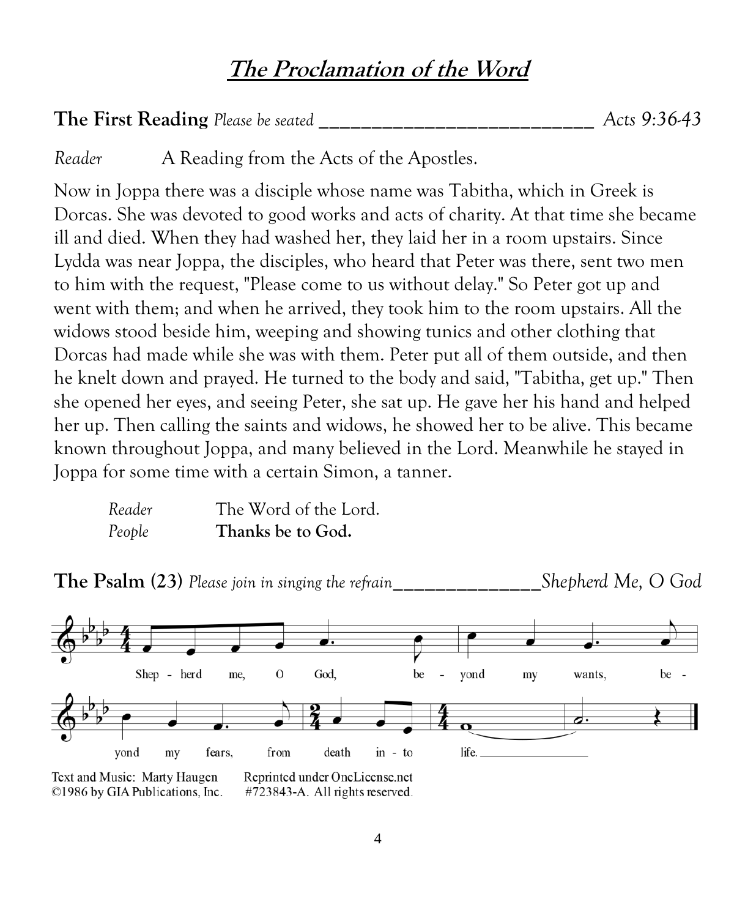# The Proclamation of the Word

**The First Reading** *Please be seated* ______________________________ *Acts 9:36-43*

*Reader* A Reading from the Acts of the Apostles.

Now in Joppa there was a disciple whose name was Tabitha, which in Greek is Dorcas. She was devoted to good works and acts of charity. At that time she became ill and died. When they had washed her, they laid her in a room upstairs. Since Lydda was near Joppa, the disciples, who heard that Peter was there, sent two men to him with the request, "Please come to us without delay." So Peter got up and went with them; and when he arrived, they took him to the room upstairs. All the widows stood beside him, weeping and showing tunics and other clothing that Dorcas had made while she was with them. Peter put all of them outside, and then he knelt down and prayed. He turned to the body and said, "Tabitha, get up." Then she opened her eyes, and seeing Peter, she sat up. He gave her his hand and helped her up. Then calling the saints and widows, he showed her to be alive. This became known throughout Joppa, and many believed in the Lord. Meanwhile he stayed in Joppa for some time with a certain Simon, a tanner.

*Reader* The Word of the Lord.
*People* **Thanks be to God.**

**The Psalm (23)** *Please join in singing the refrain*________________*Shepherd Me, O God*

Shep - herd me, O God, be - yond my wants, be - yond my fears, from death in - to life.

Text and Music: Marty Haugen
©1986 by GIA Publications, Inc.
Reprinted under OneLicense.net #723843-A. All rights reserved.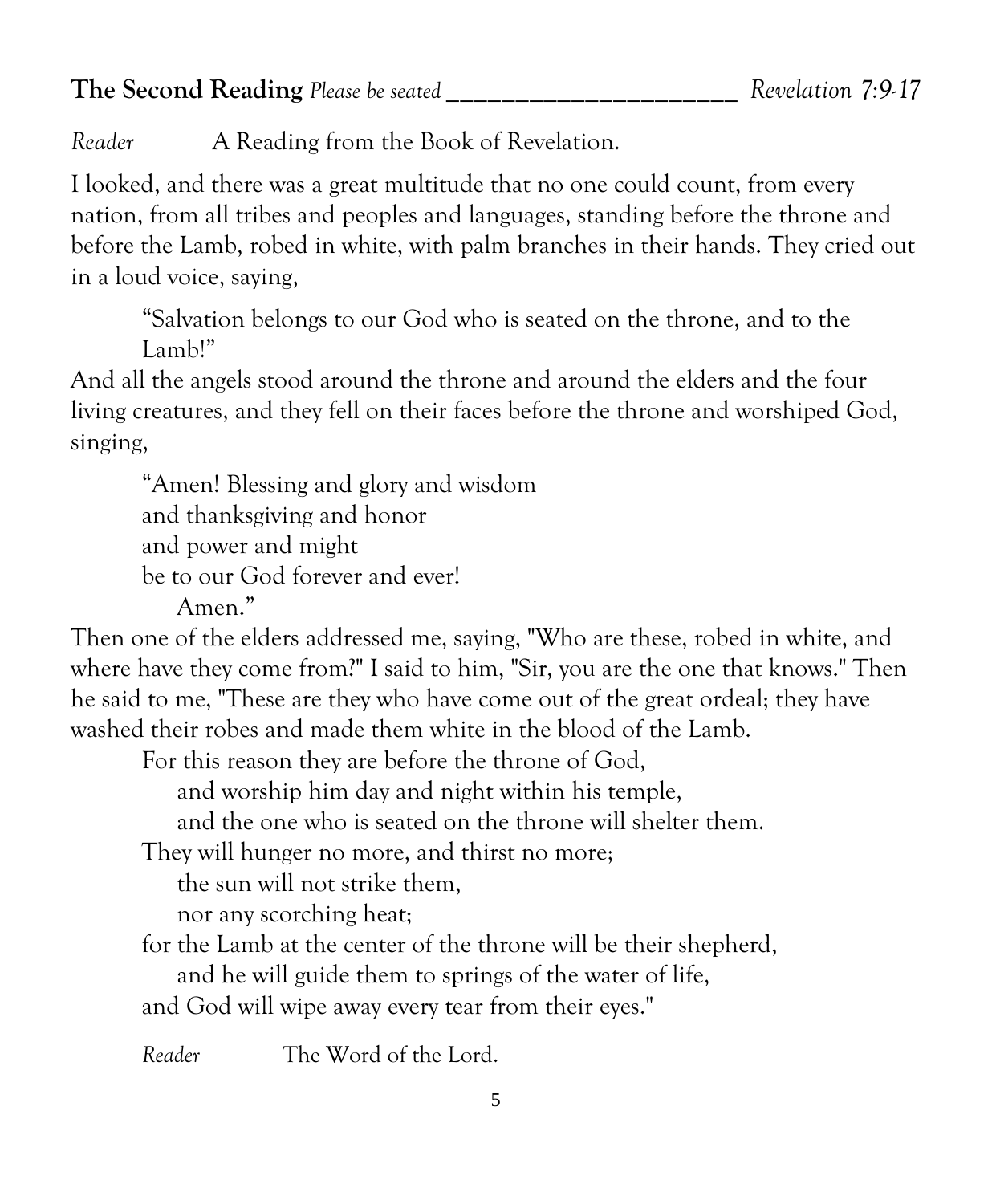**The Second Reading** *Please be seated* ______________________ *Revelation 7:9-17*

*Reader* A Reading from the Book of Revelation.

I looked, and there was a great multitude that no one could count, from every nation, from all tribes and peoples and languages, standing before the throne and before the Lamb, robed in white, with palm branches in their hands. They cried out in a loud voice, saying,

> "Salvation belongs to our God who is seated on the throne, and to the Lamb!"

And all the angels stood around the throne and around the elders and the four living creatures, and they fell on their faces before the throne and worshiped God, singing,

> "Amen! Blessing and glory and wisdom
> and thanksgiving and honor
> and power and might
> be to our God forever and ever!
> Amen."

Then one of the elders addressed me, saying, "Who are these, robed in white, and where have they come from?" I said to him, "Sir, you are the one that knows." Then he said to me, "These are they who have come out of the great ordeal; they have washed their robes and made them white in the blood of the Lamb.

> For this reason they are before the throne of God,
> and worship him day and night within his temple,
> and the one who is seated on the throne will shelter them.
> They will hunger no more, and thirst no more;
> the sun will not strike them,
> nor any scorching heat;
> for the Lamb at the center of the throne will be their shepherd,
> and he will guide them to springs of the water of life,
> and God will wipe away every tear from their eyes."

*Reader* The Word of the Lord.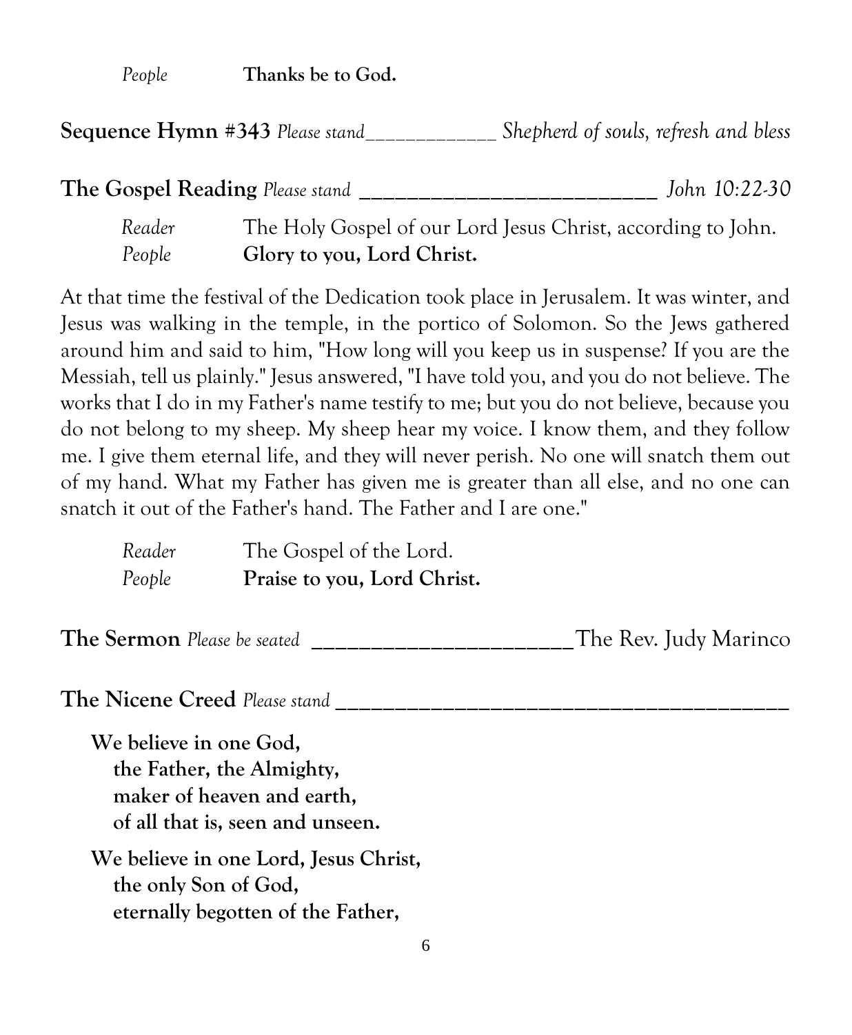*People* **Thanks be to God.**

**Sequence Hymn #343** *Please stand*_____________ *Shepherd of souls, refresh and bless*

**The Gospel Reading** *Please stand* ___________________________ *John 10:22-30*

*Reader* The Holy Gospel of our Lord Jesus Christ, according to John.
*People* **Glory to you, Lord Christ.**

At that time the festival of the Dedication took place in Jerusalem. It was winter, and Jesus was walking in the temple, in the portico of Solomon. So the Jews gathered around him and said to him, "How long will you keep us in suspense? If you are the Messiah, tell us plainly." Jesus answered, "I have told you, and you do not believe. The works that I do in my Father's name testify to me; but you do not believe, because you do not belong to my sheep. My sheep hear my voice. I know them, and they follow me. I give them eternal life, and they will never perish. No one will snatch them out of my hand. What my Father has given me is greater than all else, and no one can snatch it out of the Father's hand. The Father and I are one."

*Reader* The Gospel of the Lord.
*People* **Praise to you, Lord Christ.**

**The Sermon** *Please be seated* _______________________The Rev. Judy Marinco

**The Nicene Creed** *Please stand* ________________________________________

**We believe in one God,**
**the Father, the Almighty,**
**maker of heaven and earth,**
**of all that is, seen and unseen.**

**We believe in one Lord, Jesus Christ,**
**the only Son of God,**
**eternally begotten of the Father,**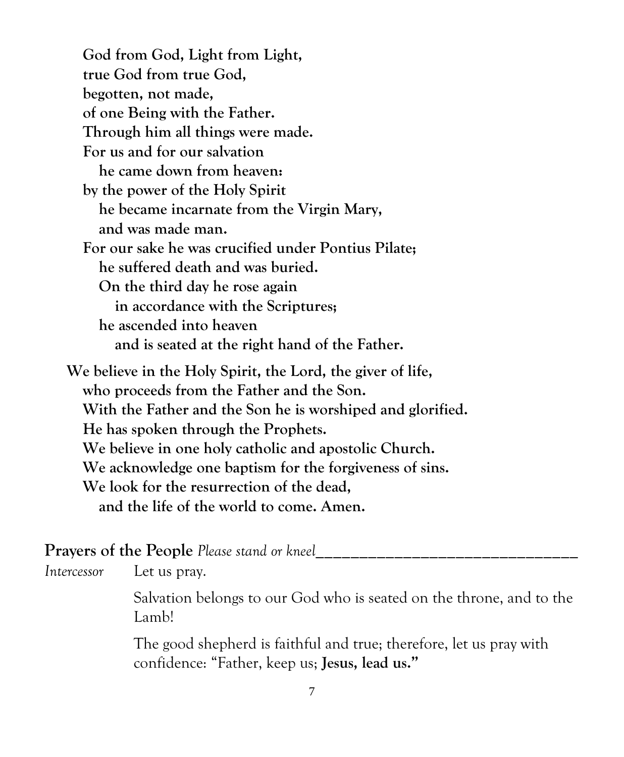**God from God, Light from Light,**
**true God from true God,**
**begotten, not made,**
**of one Being with the Father.**
**Through him all things were made.**
**For us and for our salvation**
  **he came down from heaven:**
**by the power of the Holy Spirit**
  **he became incarnate from the Virgin Mary,**
  **and was made man.**
**For our sake he was crucified under Pontius Pilate;**
  **he suffered death and was buried.**
  **On the third day he rose again**
    **in accordance with the Scriptures;**
  **he ascended into heaven**
    **and is seated at the right hand of the Father.**

**We believe in the Holy Spirit, the Lord, the giver of life,**
  **who proceeds from the Father and the Son.**
  **With the Father and the Son he is worshiped and glorified.**
  **He has spoken through the Prophets.**
  **We believe in one holy catholic and apostolic Church.**
  **We acknowledge one baptism for the forgiveness of sins.**
  **We look for the resurrection of the dead,**
    **and the life of the world to come. Amen.**

## Prayers of the People *Please stand or kneel*

*Intercessor* Let us pray.

Salvation belongs to our God who is seated on the throne, and to the Lamb!

The good shepherd is faithful and true; therefore, let us pray with confidence: "Father, keep us; **Jesus, lead us."**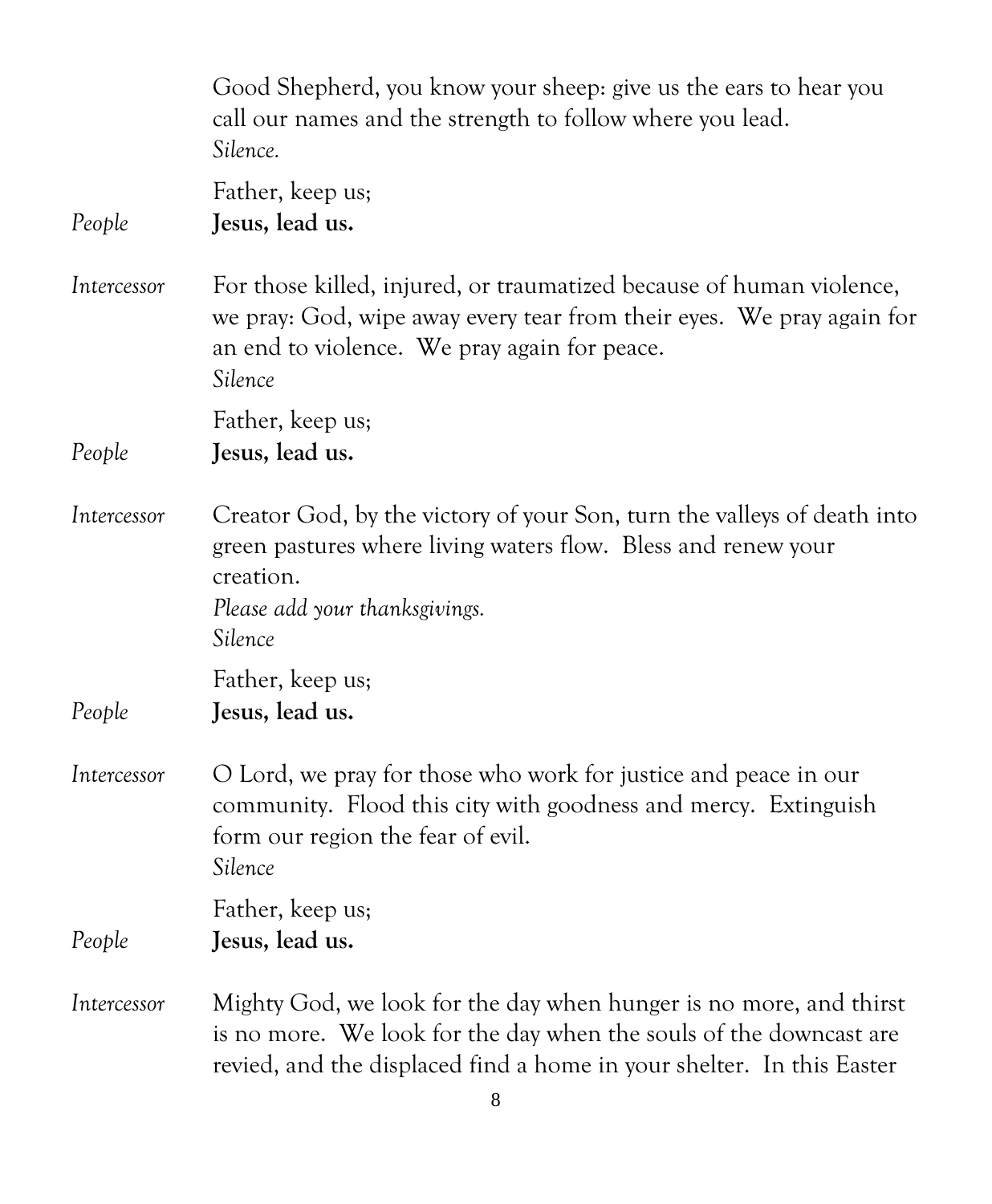Good Shepherd, you know your sheep: give us the ears to hear you call our names and the strength to follow where you lead.
*Silence.*

Father, keep us;

*People* **Jesus, lead us.**

*Intercessor* For those killed, injured, or traumatized because of human violence, we pray: God, wipe away every tear from their eyes. We pray again for an end to violence. We pray again for peace.
*Silence*

Father, keep us;

*People* **Jesus, lead us.**

*Intercessor* Creator God, by the victory of your Son, turn the valleys of death into green pastures where living waters flow. Bless and renew your creation.
*Please add your thanksgivings.*
*Silence*

Father, keep us;

*People* **Jesus, lead us.**

*Intercessor* O Lord, we pray for those who work for justice and peace in our community. Flood this city with goodness and mercy. Extinguish form our region the fear of evil.
*Silence*

Father, keep us;

*People* **Jesus, lead us.**

*Intercessor* Mighty God, we look for the day when hunger is no more, and thirst is no more. We look for the day when the souls of the downcast are revied, and the displaced find a home in your shelter. In this Easter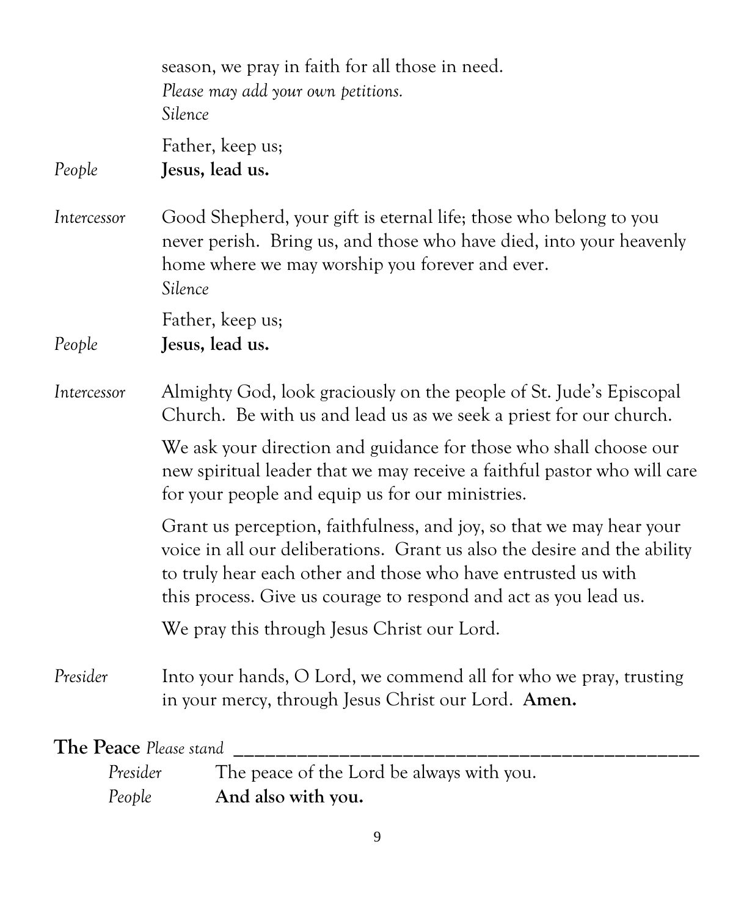season, we pray in faith for all those in need.
*Please may add your own petitions.*
*Silence*

Father, keep us;
*People* **Jesus, lead us.**

*Intercessor* Good Shepherd, your gift is eternal life; those who belong to you never perish. Bring us, and those who have died, into your heavenly home where we may worship you forever and ever.
*Silence*

Father, keep us;
*People* **Jesus, lead us.**

*Intercessor* Almighty God, look graciously on the people of St. Jude's Episcopal Church. Be with us and lead us as we seek a priest for our church.

We ask your direction and guidance for those who shall choose our new spiritual leader that we may receive a faithful pastor who will care for your people and equip us for our ministries.

Grant us perception, faithfulness, and joy, so that we may hear your voice in all our deliberations. Grant us also the desire and the ability to truly hear each other and those who have entrusted us with this process. Give us courage to respond and act as you lead us.

We pray this through Jesus Christ our Lord.

*Presider* Into your hands, O Lord, we commend all for who we pray, trusting in your mercy, through Jesus Christ our Lord. **Amen.**

**The Peace** *Please stand*

*Presider* The peace of the Lord be always with you.
*People* **And also with you.**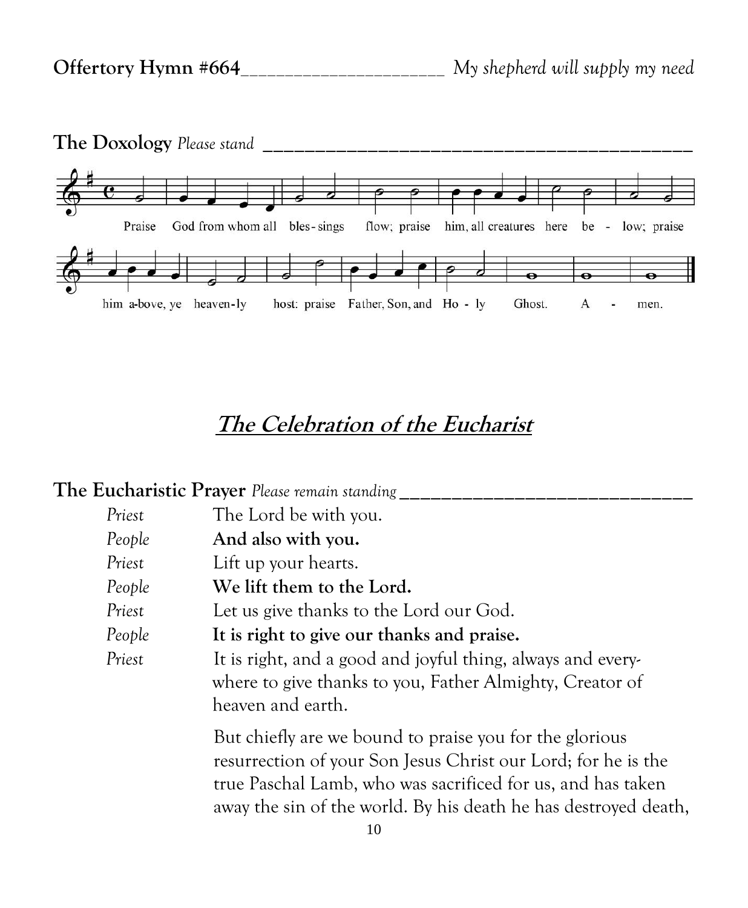**Offertory Hymn #664**\_\_\_\_\_\_\_\_\_\_\_\_\_\_\_\_\_\_\_\_\_\_ *My shepherd will supply my need*

**The Doxology** *Please stand* \_\_\_\_\_\_\_\_\_\_\_\_\_\_\_\_\_\_\_\_\_\_\_\_\_\_\_\_\_\_\_\_\_\_\_\_\_\_\_\_\_\_\_\_

Praise God from whom all bles-sings flow; praise him, all creatures here be - low; praise him a-bove, ye heaven-ly host: praise Father, Son, and Ho - ly Ghost. A - men.

## *The Celebration of the Eucharist*

**The Eucharistic Prayer** *Please remain standing* \_\_\_\_\_\_\_\_\_\_\_\_\_\_\_\_\_\_\_\_\_\_\_\_\_\_\_\_\_\_

*Priest* The Lord be with you.

*People* **And also with you.**

*Priest* Lift up your hearts.

*People* **We lift them to the Lord.**

*Priest* Let us give thanks to the Lord our God.

*People* **It is right to give our thanks and praise.**

*Priest* It is right, and a good and joyful thing, always and everywhere to give thanks to you, Father Almighty, Creator of heaven and earth.

But chiefly are we bound to praise you for the glorious resurrection of your Son Jesus Christ our Lord; for he is the true Paschal Lamb, who was sacrificed for us, and has taken away the sin of the world. By his death he has destroyed death,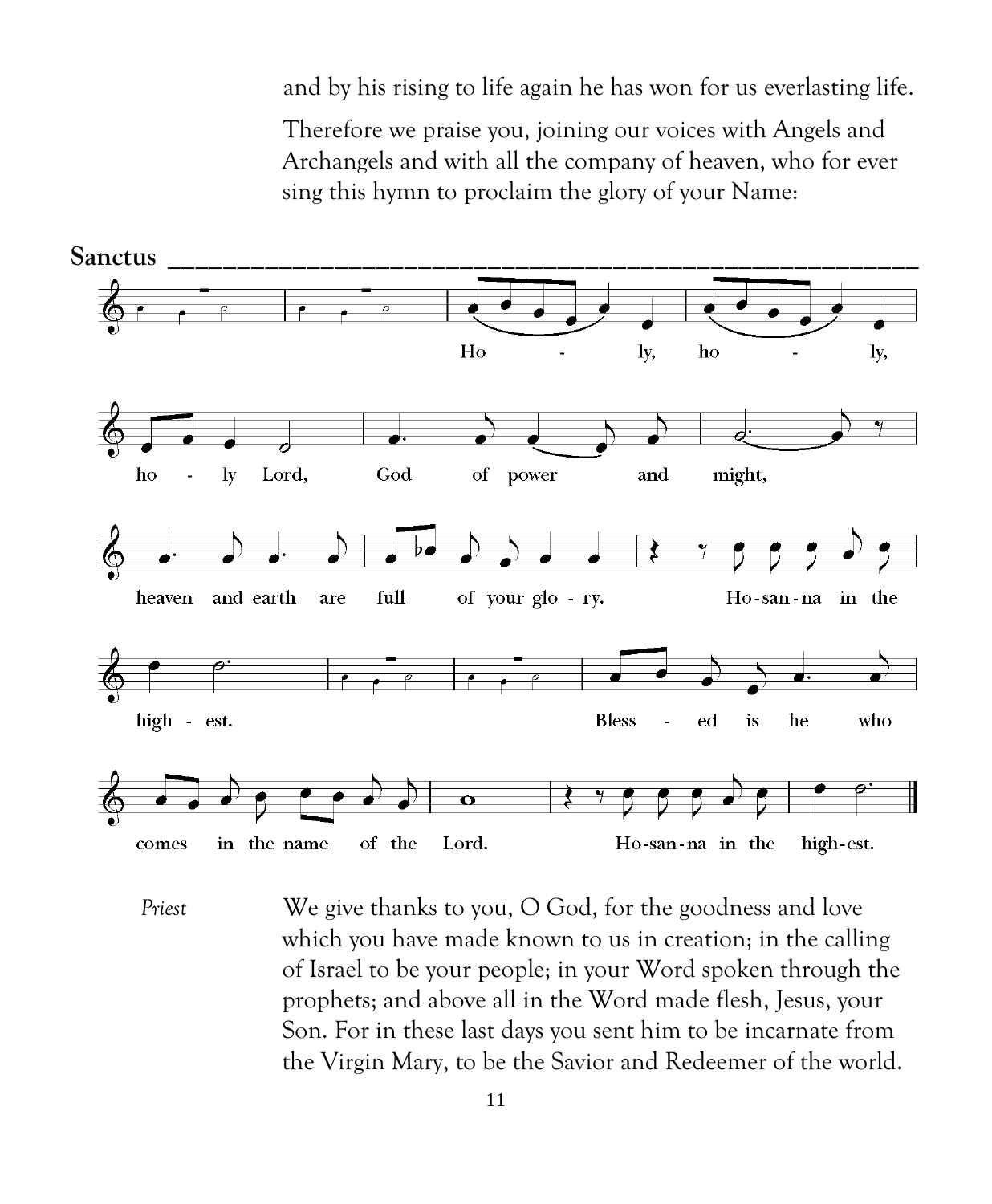and by his rising to life again he has won for us everlasting life.

Therefore we praise you, joining our voices with Angels and Archangels and with all the company of heaven, who for ever sing this hymn to proclaim the glory of your Name:

**Sanctus**

Holy, holy, holy Lord, God of power and might, heaven and earth are full of your glory. Hosanna in the highest. Blessed is he who comes in the name of the Lord. Hosanna in the highest.

*Priest* We give thanks to you, O God, for the goodness and love which you have made known to us in creation; in the calling of Israel to be your people; in your Word spoken through the prophets; and above all in the Word made flesh, Jesus, your Son. For in these last days you sent him to be incarnate from the Virgin Mary, to be the Savior and Redeemer of the world.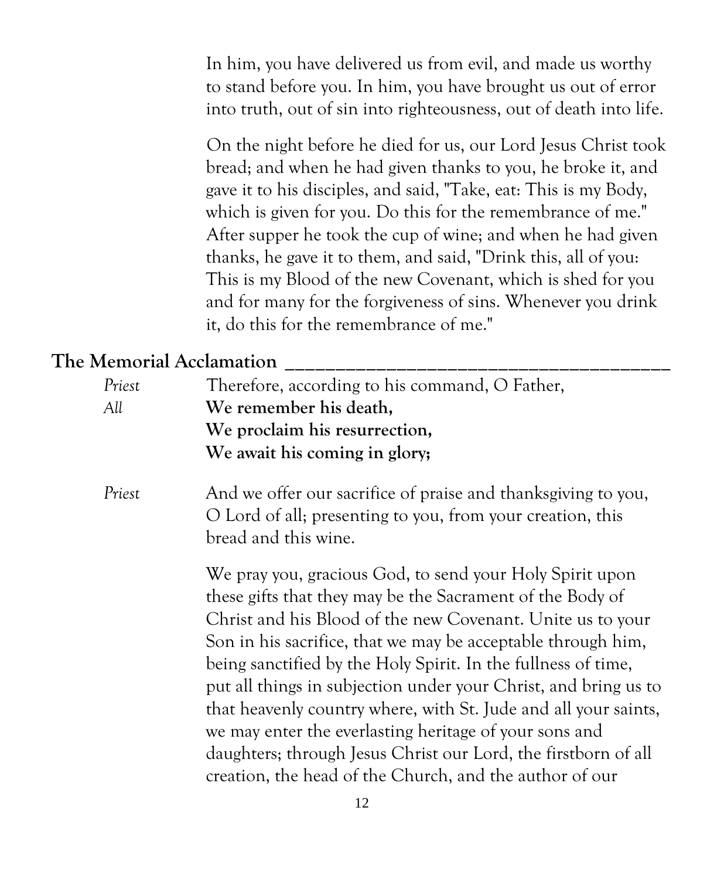In him, you have delivered us from evil, and made us worthy to stand before you. In him, you have brought us out of error into truth, out of sin into righteousness, out of death into life.

On the night before he died for us, our Lord Jesus Christ took bread; and when he had given thanks to you, he broke it, and gave it to his disciples, and said, "Take, eat: This is my Body, which is given for you. Do this for the remembrance of me." After supper he took the cup of wine; and when he had given thanks, he gave it to them, and said, "Drink this, all of you: This is my Blood of the new Covenant, which is shed for you and for many for the forgiveness of sins. Whenever you drink it, do this for the remembrance of me."

## The Memorial Acclamation

*Priest* Therefore, according to his command, O Father,

*All* **We remember his death,**
**We proclaim his resurrection,**
**We await his coming in glory;**

*Priest* And we offer our sacrifice of praise and thanksgiving to you, O Lord of all; presenting to you, from your creation, this bread and this wine.

We pray you, gracious God, to send your Holy Spirit upon these gifts that they may be the Sacrament of the Body of Christ and his Blood of the new Covenant. Unite us to your Son in his sacrifice, that we may be acceptable through him, being sanctified by the Holy Spirit. In the fullness of time, put all things in subjection under your Christ, and bring us to that heavenly country where, with St. Jude and all your saints, we may enter the everlasting heritage of your sons and daughters; through Jesus Christ our Lord, the firstborn of all creation, the head of the Church, and the author of our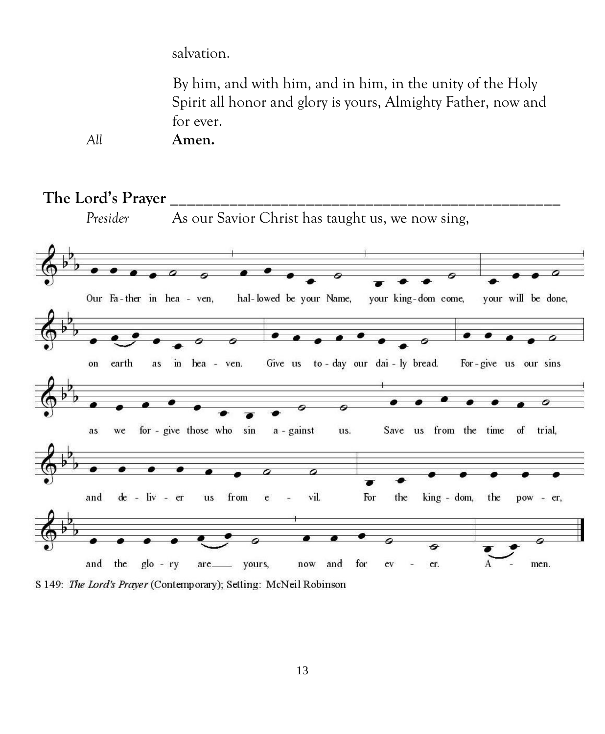salvation.

By him, and with him, and in him, in the unity of the Holy Spirit all honor and glory is yours, Almighty Father, now and for ever.

*All* **Amen.**

## The Lord's Prayer

*Presider* As our Savior Christ has taught us, we now sing,

S 149: *The Lord's Prayer* (Contemporary); Setting: McNeil Robinson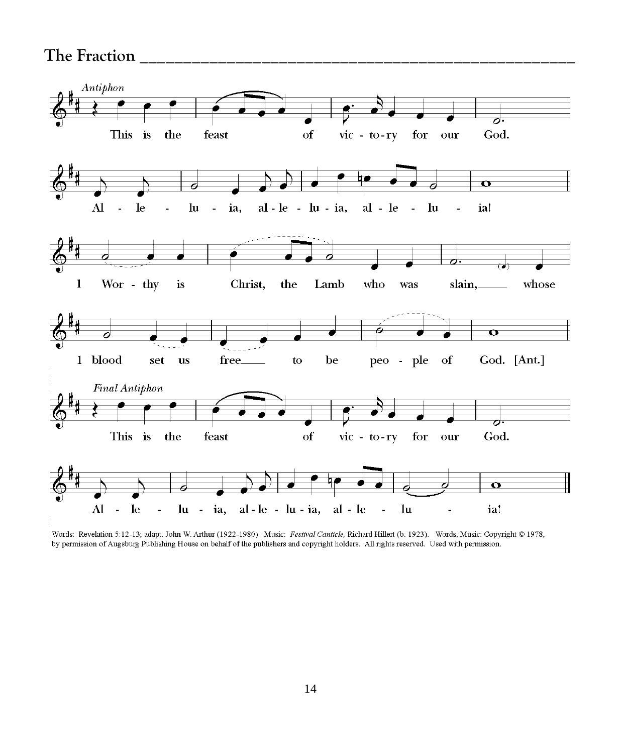## The Fraction

*Antiphon*

This is the feast of vic - to - ry for our God.

Al - le - lu - ia, al - le - lu - ia, al - le - lu - ia!

1 Wor - thy is Christ, the Lamb who was slain, whose

1 blood set us free to be peo - ple of God. [Ant.]

*Final Antiphon*

This is the feast of vic - to - ry for our God.

Al - le - lu - ia, al - le - lu - ia, al - le - lu - ia!

Words: Revelation 5:12-13; adapt. John W. Arthur (1922-1980). Music: *Festival Canticle*, Richard Hillert (b. 1923). Words, Music: Copyright © 1978, by permission of Augsburg Publishing House on behalf of the publishers and copyright holders. All rights reserved. Used with permission.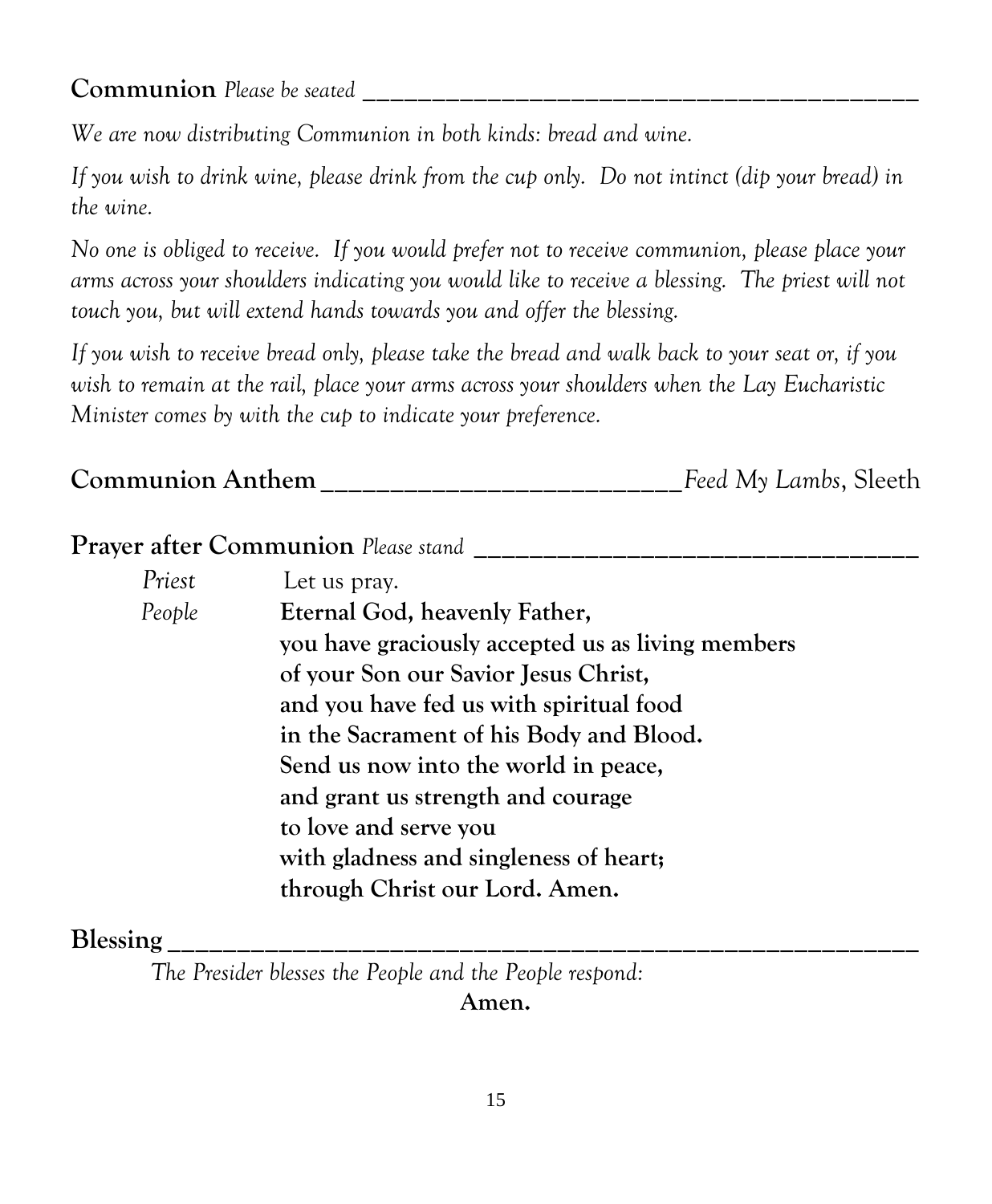**Communion** *Please be seated*

*We are now distributing Communion in both kinds: bread and wine.*

*If you wish to drink wine, please drink from the cup only. Do not intinct (dip your bread) in the wine.*

*No one is obliged to receive. If you would prefer not to receive communion, please place your arms across your shoulders indicating you would like to receive a blessing. The priest will not touch you, but will extend hands towards you and offer the blessing.*

*If you wish to receive bread only, please take the bread and walk back to your seat or, if you wish to remain at the rail, place your arms across your shoulders when the Lay Eucharistic Minister comes by with the cup to indicate your preference.*

**Communion Anthem** *Feed My Lambs*, Sleeth

**Prayer after Communion** *Please stand*

*Priest* Let us pray.

*People* **Eternal God, heavenly Father,**
**you have graciously accepted us as living members**
**of your Son our Savior Jesus Christ,**
**and you have fed us with spiritual food**
**in the Sacrament of his Body and Blood.**
**Send us now into the world in peace,**
**and grant us strength and courage**
**to love and serve you**
**with gladness and singleness of heart;**
**through Christ our Lord. Amen.**

**Blessing**

*The Presider blesses the People and the People respond:*

**Amen.**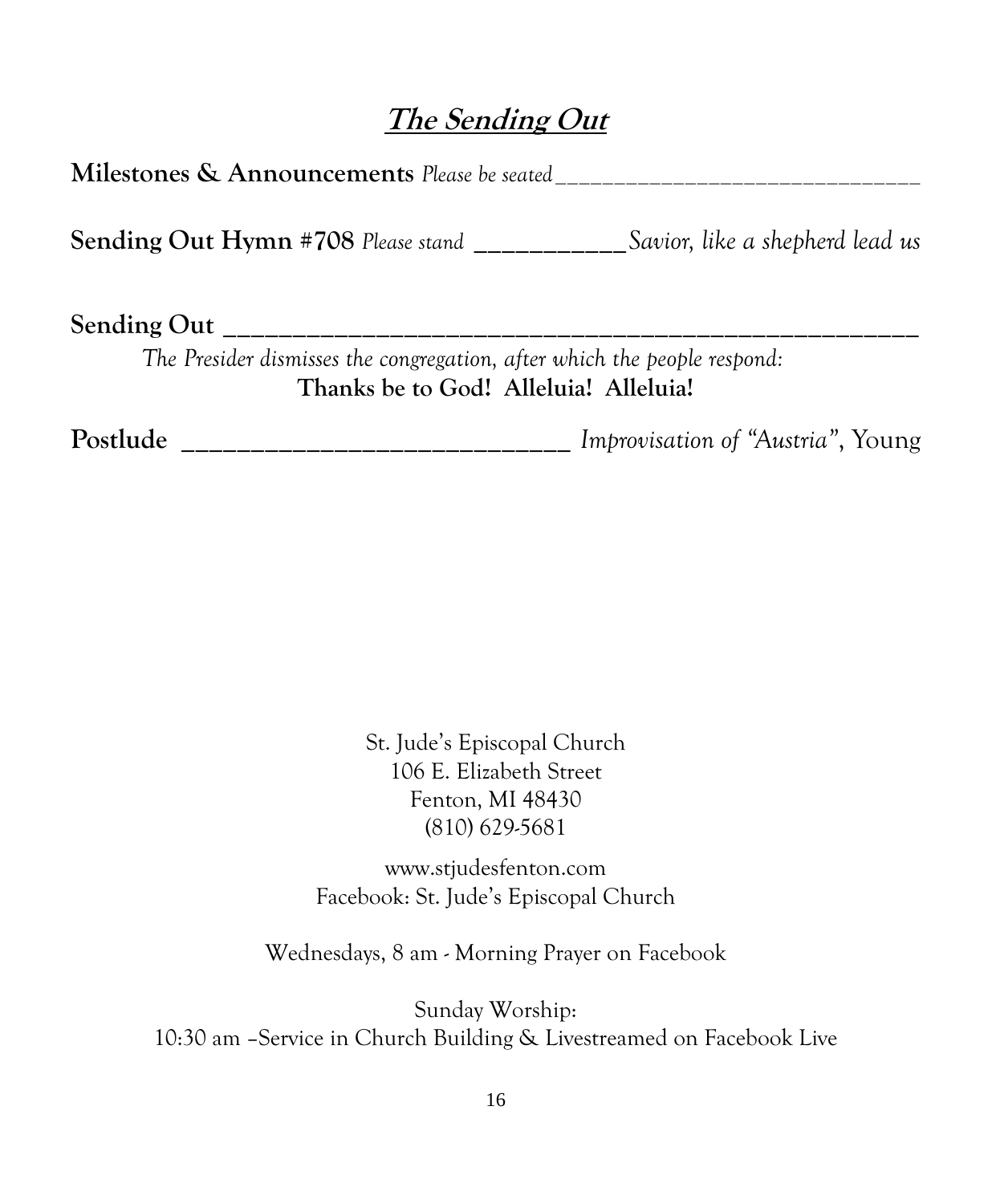## ***The Sending Out***

**Milestones & Announcements** *Please be seated*______________________________

**Sending Out Hymn #708** *Please stand* ___________*Savior, like a shepherd lead us*

**Sending Out** ______________________________________________________

*The Presider dismisses the congregation, after which the people respond:*

**Thanks be to God! Alleluia! Alleluia!**

**Postlude** ______________________________ *Improvisation of "Austria"*, Young

St. Jude's Episcopal Church
106 E. Elizabeth Street
Fenton, MI 48430
(810) 629-5681

www.stjudesfenton.com
Facebook: St. Jude's Episcopal Church

Wednesdays, 8 am - Morning Prayer on Facebook

Sunday Worship:
10:30 am –Service in Church Building & Livestreamed on Facebook Live